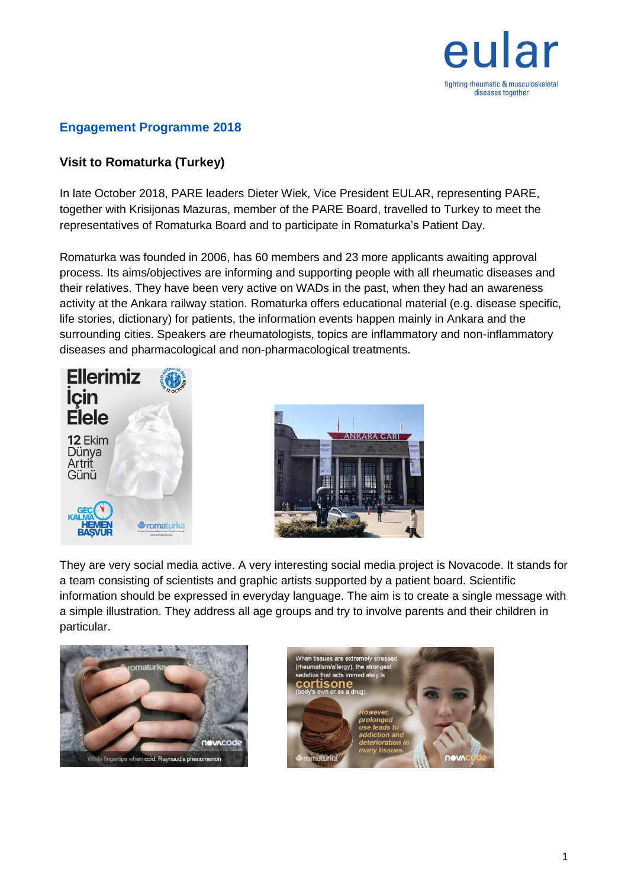## Engagement Programme 2018

### Visit to Romaturka (Turkey)

In late October 2018, PARE leaders Dieter Wiek, Vice President EULAR, representing PARE, together with Krisijonas Mazuras, member of the PARE Board, travelled to Turkey to meet the representatives of Romaturka Board and to participate in Romaturka's Patient Day.

Romaturka was founded in 2006, has 60 members and 23 more applicants awaiting approval process. Its aims/objectives are informing and supporting people with all rheumatic diseases and their relatives. They have been very active on WADs in the past, when they had an awareness activity at the Ankara railway station. Romaturka offers educational material (e.g. disease specific, life stories, dictionary) for patients, the information events happen mainly in Ankara and the surrounding cities. Speakers are rheumatologists, topics are inflammatory and non-inflammatory diseases and pharmacological and non-pharmacological treatments.

They are very social media active. A very interesting social media project is Novacode. It stands for a team consisting of scientists and graphic artists supported by a patient board. Scientific information should be expressed in everyday language. The aim is to create a single message with a simple illustration. They address all age groups and try to involve parents and their children in particular.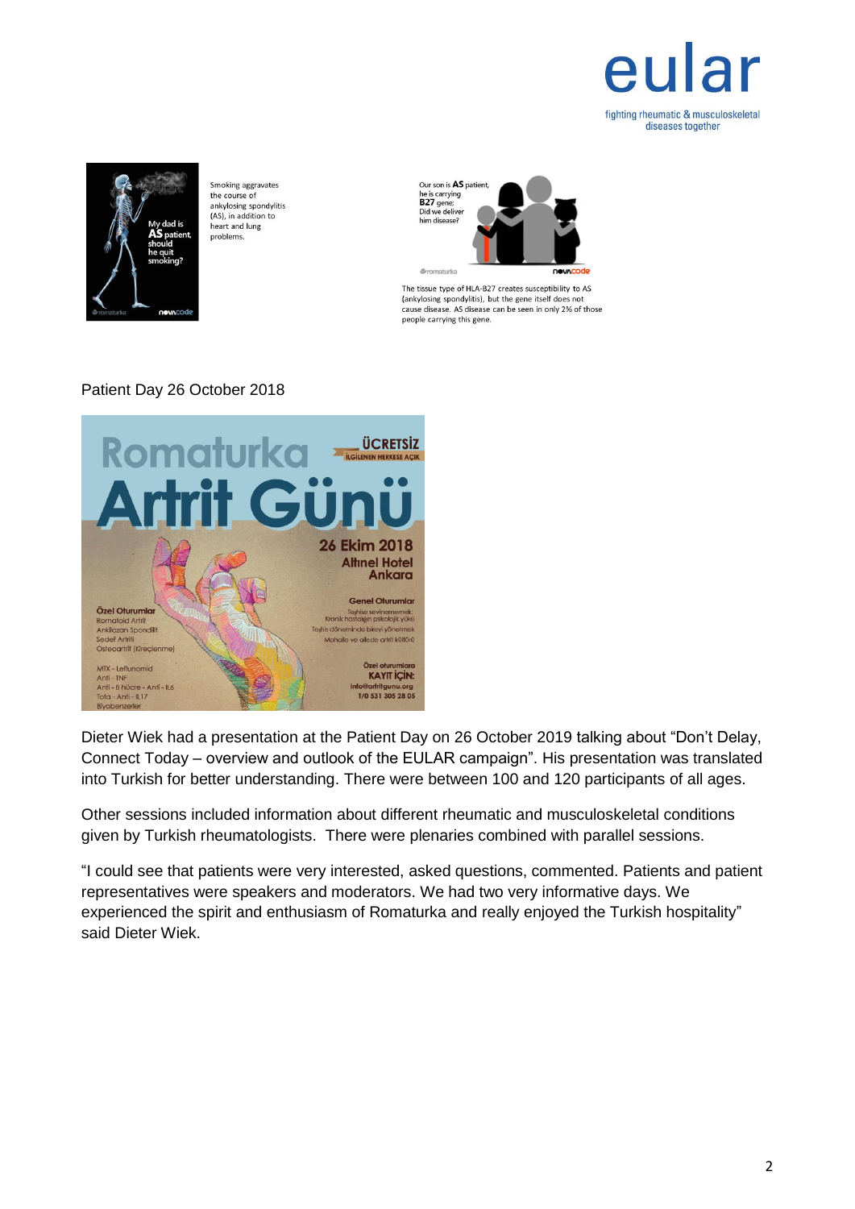Smoking aggravates the course of ankylosing spondylitis (AS), in addition to heart and lung problems.

The tissue type of HLA-B27 creates susceptibility to AS (ankylosing spondylitis), but the gene itself does not cause disease. AS disease can be seen in only 2% of those people carrying this gene.

Patient Day 26 October 2018

Dieter Wiek had a presentation at the Patient Day on 26 October 2019 talking about "Don't Delay, Connect Today – overview and outlook of the EULAR campaign". His presentation was translated into Turkish for better understanding. There were between 100 and 120 participants of all ages.

Other sessions included information about different rheumatic and musculoskeletal conditions given by Turkish rheumatologists. There were plenaries combined with parallel sessions.

"I could see that patients were very interested, asked questions, commented. Patients and patient representatives were speakers and moderators. We had two very informative days. We experienced the spirit and enthusiasm of Romaturka and really enjoyed the Turkish hospitality" said Dieter Wiek.